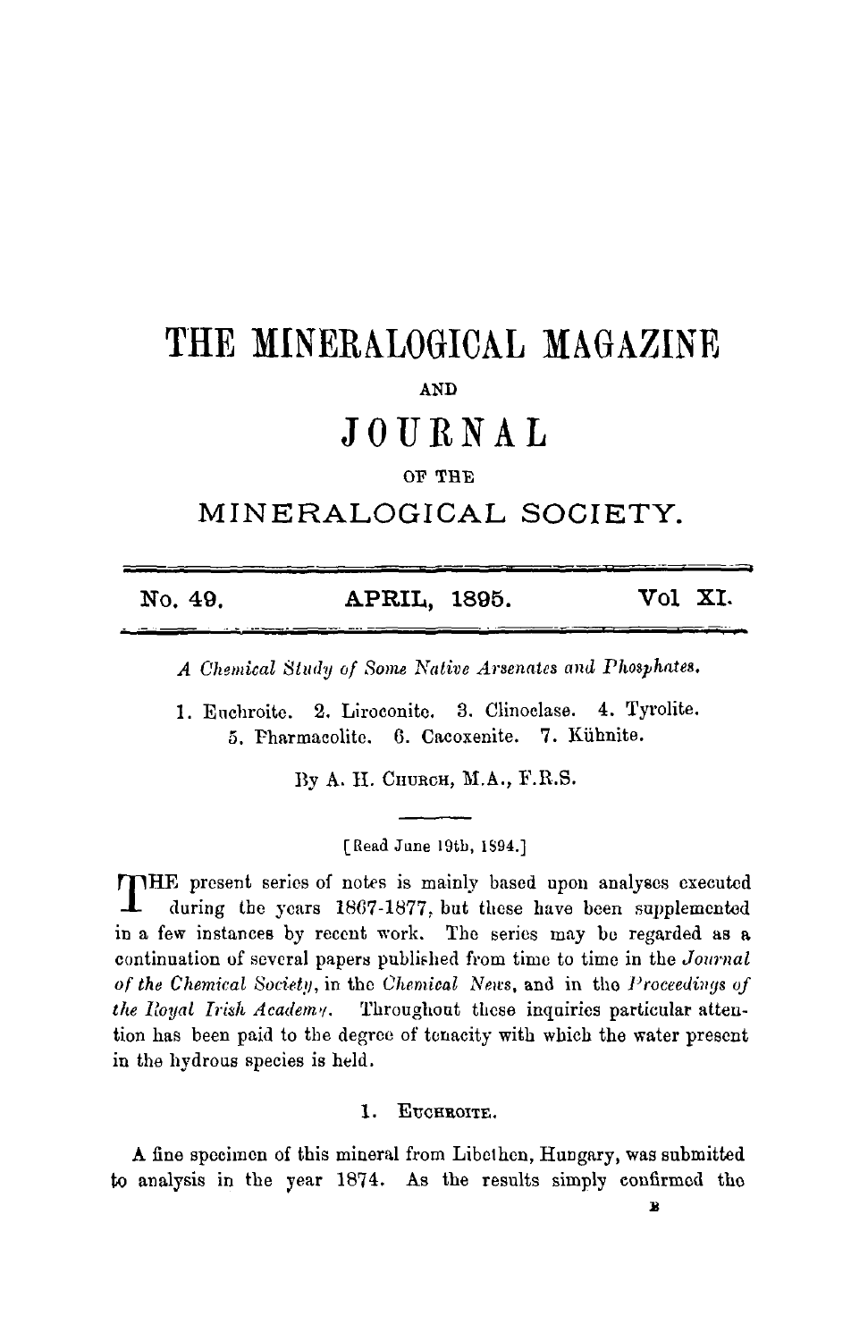# THE MINERALOGICAL MAGAZINE

AND

# JOURNAL

OF THE

# MINERALOGICAL SOCIETY.

| No. 49. | APRIL, 1895. | Vol XI. |
|---|---|---|

## *A Chemical Study of Some Native Arsenates and Phosphates.*

1. Euchroite. 2. Liroconite. 3. Clinoclase. 4. Tyrolite. 5. Pharmacolite. 6. Cacoxenite. 7. Kühnite.

By A. H. CHURCH, M.A., F.R.S.

[Read June 19th, 1894.]

THE present series of notes is mainly based upon analyses executed during the years 1867-1877, but these have been supplemented in a few instances by recent work. The series may be regarded as a continuation of several papers published from time to time in the *Journal of the Chemical Society*, in the *Chemical News*, and in the *Proceedings of the Royal Irish Academy*. Throughout these inquiries particular attention has been paid to the degree of tenacity with which the water present in the hydrous species is held.

### 1. EUCHROITE.

A fine specimen of this mineral from Libethen, Hungary, was submitted to analysis in the year 1874. As the results simply confirmed the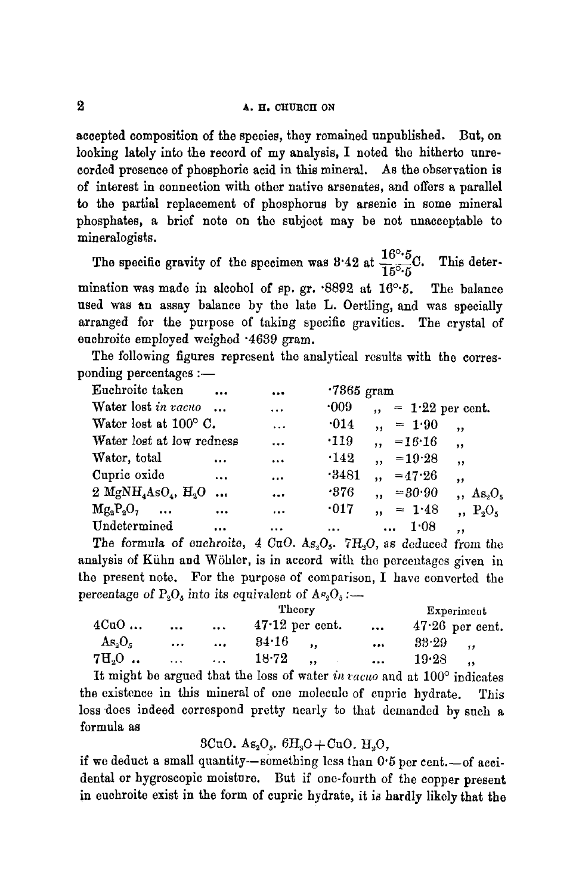accepted composition of the species, they remained unpublished. But, on looking lately into the record of my analysis, I noted the hitherto unrecorded presence of phosphoric acid in this mineral. As the observation is of interest in connection with other native arsenates, and offers a parallel to the partial replacement of phosphorus by arsenic in some mineral phosphates, a brief note on the subject may be not unacceptable to mineralogists.

The specific gravity of the specimen was 3·42 at $\frac{16^\circ\cdot5}{15^\circ\cdot5}$C. This determination was made in alcohol of sp. gr. ·8892 at 16°·5. The balance used was an assay balance by the late L. Oertling, and was specially arranged for the purpose of taking specific gravities. The crystal of euchroite employed weighed ·4639 gram.

The following figures represent the analytical results with the corresponding percentages :—

| | | |
|---|---|---|
| Euchroite taken ... ... | ·7365 gram | |
| Water lost *in vacuo* ... ... | ·009 ,, | = 1·22 per cent. |
| Water lost at 100° C. ... | ·014 ,, | = 1·90 ,, |
| Water lost at low redness ... | ·119 ,, | = 16·16 ,, |
| Water, total ... ... | ·142 ,, | = 19·28 ,, |
| Cupric oxide ... ... | ·3481 ,, | = 47·26 ,, |
| $2\ MgNH_4AsO_4,\ H_2O$ ... ... | ·376 ,, | = 30·90 ,, $As_2O_5$ |
| $Mg_2P_2O_7$ ... ... ... | ·017 ,, | = 1·48 ,, $P_2O_5$ |
| Undetermined ... ... | ... ... | 1·08 ,, |

The formula of euchroite, $4\ CuO.\ As_2O_5.\ 7H_2O$, as deduced from the analysis of Kühn and Wöhler, is in accord with the percentages given in the present note. For the purpose of comparison, I have converted the percentage of $P_2O_5$ into its equivalent of $As_2O_5$ :—

| | Theory | Experiment |
|---|---|---|
| $4CuO$ ... ... ... | 47·12 per cent. ... | 47·26 per cent. |
| $As_2O_5$ ... ... | 34·16 ,, ... | 33·29 ,, |
| $7H_2O$ .. ... ... | 18·72 ,, ... | 19·28 ,, |

It might be argued that the loss of water *in vacuo* and at 100° indicates the existence in this mineral of one molecule of cupric hydrate. This loss does indeed correspond pretty nearly to that demanded by such a formula as

$$3CuO.\ As_2O_5.\ 6H_2O + CuO.\ H_2O,$$

if we deduct a small quantity—something less than 0·5 per cent.—of accidental or hygroscopic moisture. But if one-fourth of the copper present in euchroite exist in the form of cupric hydrate, it is hardly likely that the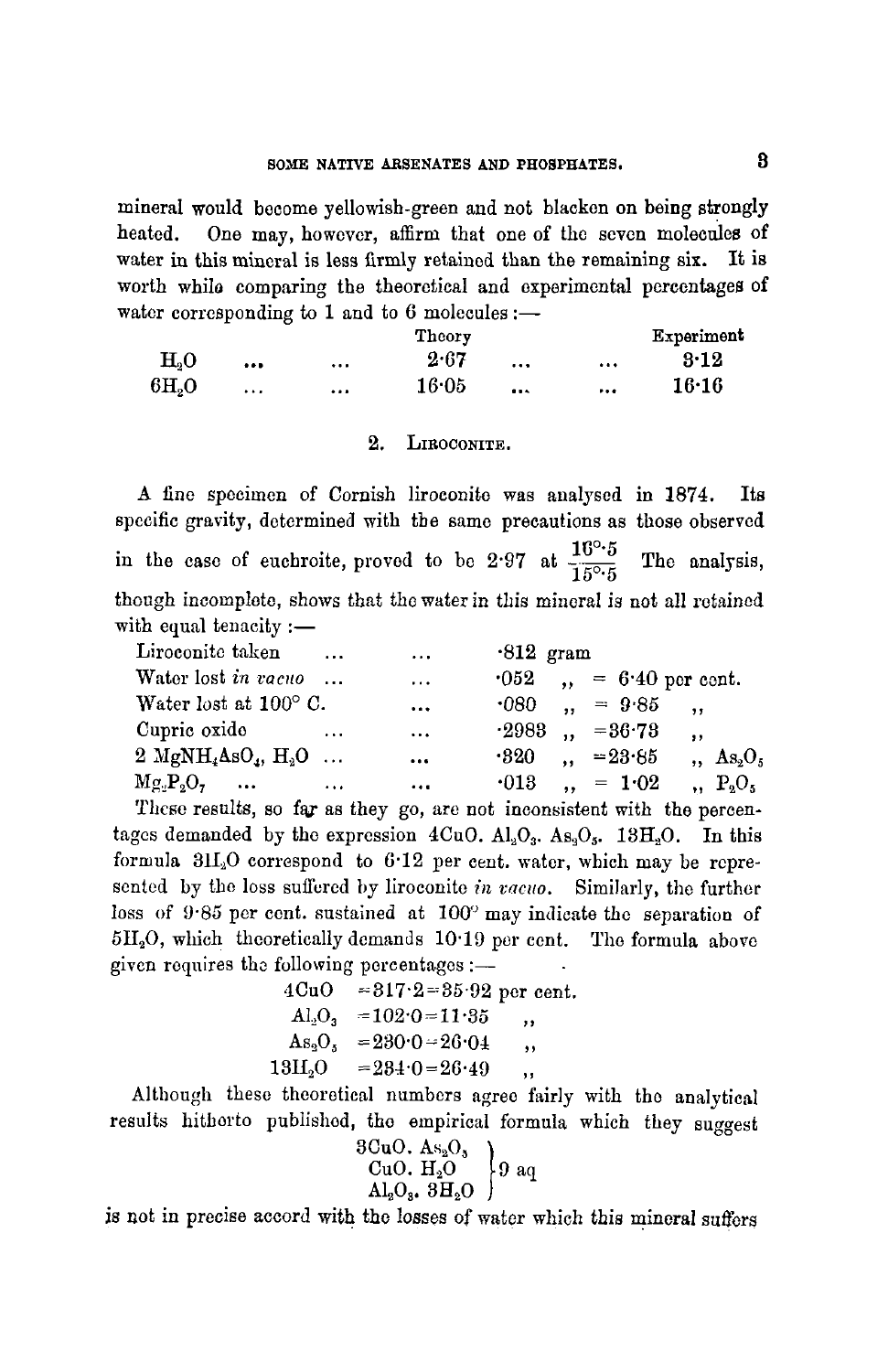mineral would become yellowish-green and not blacken on being strongly heated. One may, however, affirm that one of the seven molecules of water in this mineral is less firmly retained than the remaining six. It is worth while comparing the theoretical and experimental percentages of water corresponding to 1 and to 6 molecules :—

| | Theory | Experiment |
|---|---|---|
| $H_2O$ | 2·67 | 3·12 |
| $6H_2O$ | 16·05 | 16·16 |

## 2. Liroconite.

A fine specimen of Cornish liroconite was analysed in 1874. Its specific gravity, determined with the same precautions as those observed in the case of euchroite, proved to be 2·97 at $\frac{16^\circ{\cdot}5}{15^\circ{\cdot}5}$ The analysis, though incomplete, shows that the water in this mineral is not all retained with equal tenacity :—

| | | |
|---|---|---|
| Liroconite taken | ·812 gram | |
| Water lost *in vacuo* | ·052 ,, | = 6·40 per cent. |
| Water lost at 100° C. | ·080 ,, | = 9·85 ,, |
| Cupric oxide | ·2983 ,, | =36·73 ,, |
| $2\ MgNH_4AsO_4,\ H_2O$ | ·320 ,, | =23·85 ,, $As_2O_5$ |
| $Mg_2P_2O_7$ | ·013 ,, | = 1·02 ,, $P_2O_5$ |

These results, so far as they go, are not inconsistent with the percentages demanded by the expression $4CuO.\ Al_2O_3.\ As_2O_5.\ 13H_2O$. In this formula $3H_2O$ correspond to 6·12 per cent. water, which may be represented by the loss suffered by liroconite *in vacuo*. Similarly, the further loss of 9·85 per cent. sustained at 100° may indicate the separation of $5H_2O$, which theoretically demands 10·19 per cent. The formula above given requires the following percentages :—

| | | |
|---|---|---|
| $4CuO$ | =317·2 | =35·92 per cent. |
| $Al_2O_3$ | =102·0 | =11·35 ,, |
| $As_2O_5$ | =230·0 | =26·04 ,, |
| $13H_2O$ | =234·0 | =26·49 ,, |

Although these theoretical numbers agree fairly with the analytical results hitherto published, the empirical formula which they suggest

$$\left.\begin{array}{l} 3CuO.\ As_2O_5 \\ CuO.\ H_2O \\ Al_2O_3.\ 3H_2O \end{array}\right\}9\ aq$$

is not in precise accord with the losses of water which this mineral suffers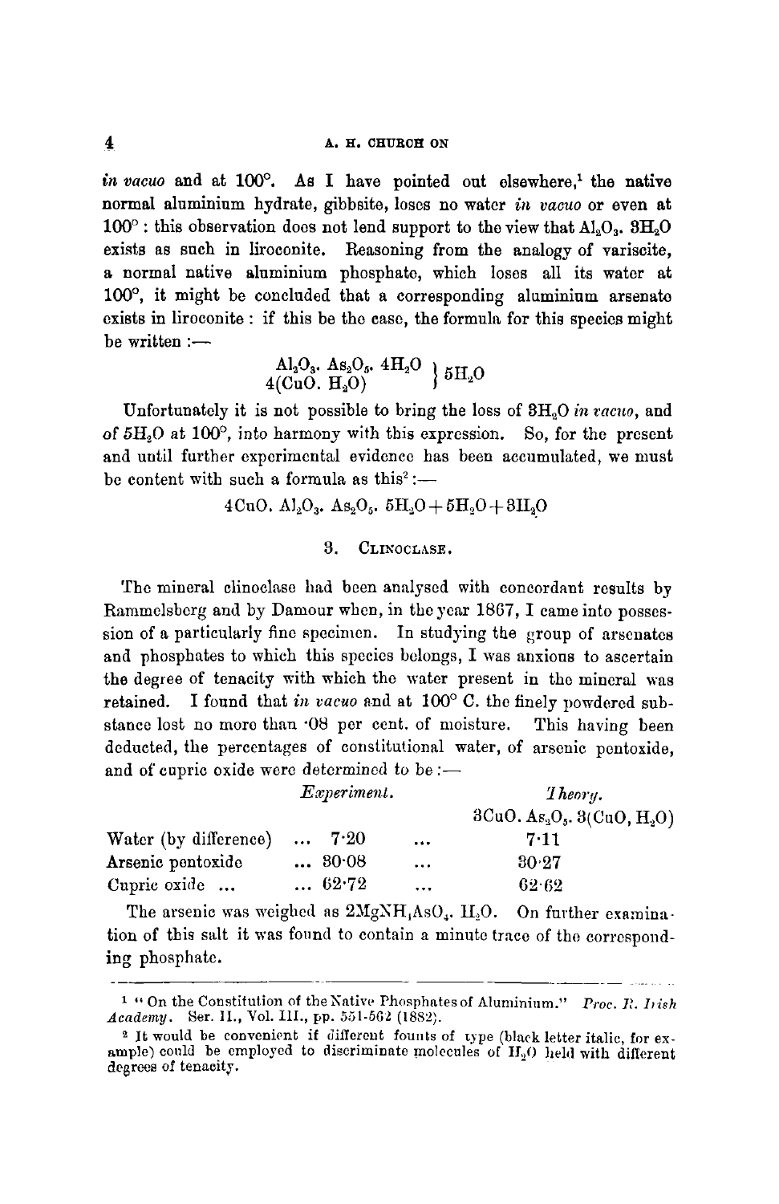*in vacuo* and at 100°. As I have pointed out elsewhere,[1] the native normal aluminium hydrate, gibbsite, loses no water *in vacuo* or even at 100°: this observation does not lend support to the view that $Al_2O_3 . 3H_2O$ exists as such in liroconite. Reasoning from the analogy of variscite, a normal native aluminium phosphate, which loses all its water at 100°, it might be concluded that a corresponding aluminium arsenate exists in liroconite: if this be the case, the formula for this species might be written :—

$$\left.\begin{matrix} Al_2O_3 . As_2O_5 . 4H_2O \\ 4(CuO . H_2O) \end{matrix}\right\} 5H_2O$$

Unfortunately it is not possible to bring the loss of $3H_2O$ *in vacuo*, and of $5H_2O$ at 100°, into harmony with this expression. So, for the present and until further experimental evidence has been accumulated, we must be content with such a formula as this[2] :—

$$4CuO . Al_2O_3 . As_2O_5 . 5H_2O + 5H_2O + 3H_2O$$

## 3. Clinoclase.

The mineral clinoclase had been analysed with concordant results by Rammelsberg and by Damour when, in the year 1867, I came into possession of a particularly fine specimen. In studying the group of arsenates and phosphates to which this species belongs, I was anxious to ascertain the degree of tenacity with which the water present in the mineral was retained. I found that *in vacuo* and at 100° C. the finely powdered substance lost no more than ·08 per cent. of moisture. This having been deducted, the percentages of constitutional water, of arsenic pentoxide, and of cupric oxide were determined to be :—

| | *Experiment.* | | *Theory.* $3CuO . As_2O_5 . 3(CuO, H_2O)$ |
|---|---|---|---|
| Water (by difference) | ... 7·20 | ... | 7·11 |
| Arsenic pentoxide | ... 30·08 | ... | 30·27 |
| Cupric oxide ... | ... 62·72 | ... | 62·62 |

The arsenic was weighed as $2MgNH_4AsO_4 . H_2O$. On further examination of this salt it was found to contain a minute trace of the corresponding phosphate.

---

[1] "On the Constitution of the Native Phosphates of Aluminium." *Proc. R. Irish Academy*. Ser. II., Vol. III., pp. 551-562 (1882).

[2] It would be convenient if different founts of type (black letter italic, for example) could be employed to discriminate molecules of $H_2O$ held with different degrees of tenacity.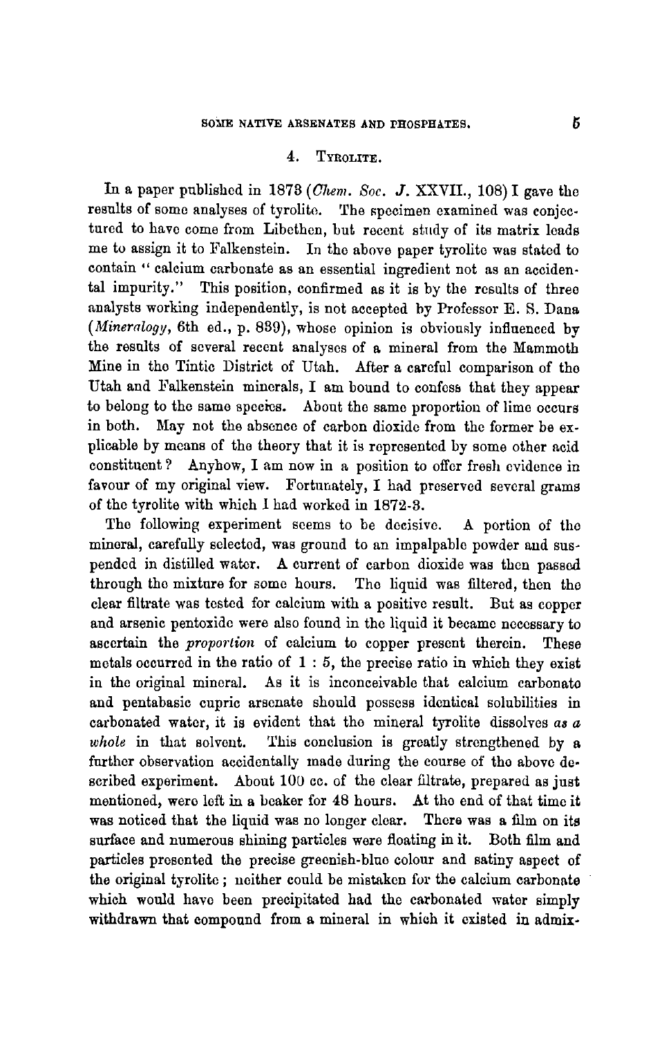## 4. Tyrolite.

In a paper published in 1873 (*Chem. Soc. J.* XXVII., 108) I gave the results of some analyses of tyrolite. The specimen examined was conjectured to have come from Libethen, but recent study of its matrix leads me to assign it to Falkenstein. In the above paper tyrolite was stated to contain "calcium carbonate as an essential ingredient not as an accidental impurity." This position, confirmed as it is by the results of three analysts working independently, is not accepted by Professor E. S. Dana (*Mineralogy*, 6th ed., p. 839), whose opinion is obviously influenced by the results of several recent analyses of a mineral from the Mammoth Mine in the Tintic District of Utah. After a careful comparison of the Utah and Falkenstein minerals, I am bound to confess that they appear to belong to the same species. About the same proportion of lime occurs in both. May not the absence of carbon dioxide from the former be explicable by means of the theory that it is represented by some other acid constituent? Anyhow, I am now in a position to offer fresh evidence in favour of my original view. Fortunately, I had preserved several grams of the tyrolite with which I had worked in 1872-3.

The following experiment seems to be decisive. A portion of the mineral, carefully selected, was ground to an impalpable powder and suspended in distilled water. A current of carbon dioxide was then passed through the mixture for some hours. The liquid was filtered, then the clear filtrate was tested for calcium with a positive result. But as copper and arsenic pentoxide were also found in the liquid it became necessary to ascertain the *proportion* of calcium to copper present therein. These metals occurred in the ratio of 1 : 5, the precise ratio in which they exist in the original mineral. As it is inconceivable that calcium carbonate and pentabasic cupric arsenate should possess identical solubilities in carbonated water, it is evident that the mineral tyrolite dissolves *as a whole* in that solvent. This conclusion is greatly strengthened by a further observation accidentally made during the course of the above described experiment. About 100 cc. of the clear filtrate, prepared as just mentioned, were left in a beaker for 48 hours. At the end of that time it was noticed that the liquid was no longer clear. There was a film on its surface and numerous shining particles were floating in it. Both film and particles presented the precise greenish-blue colour and satiny aspect of the original tyrolite; neither could be mistaken for the calcium carbonate which would have been precipitated had the carbonated water simply withdrawn that compound from a mineral in which it existed in admix-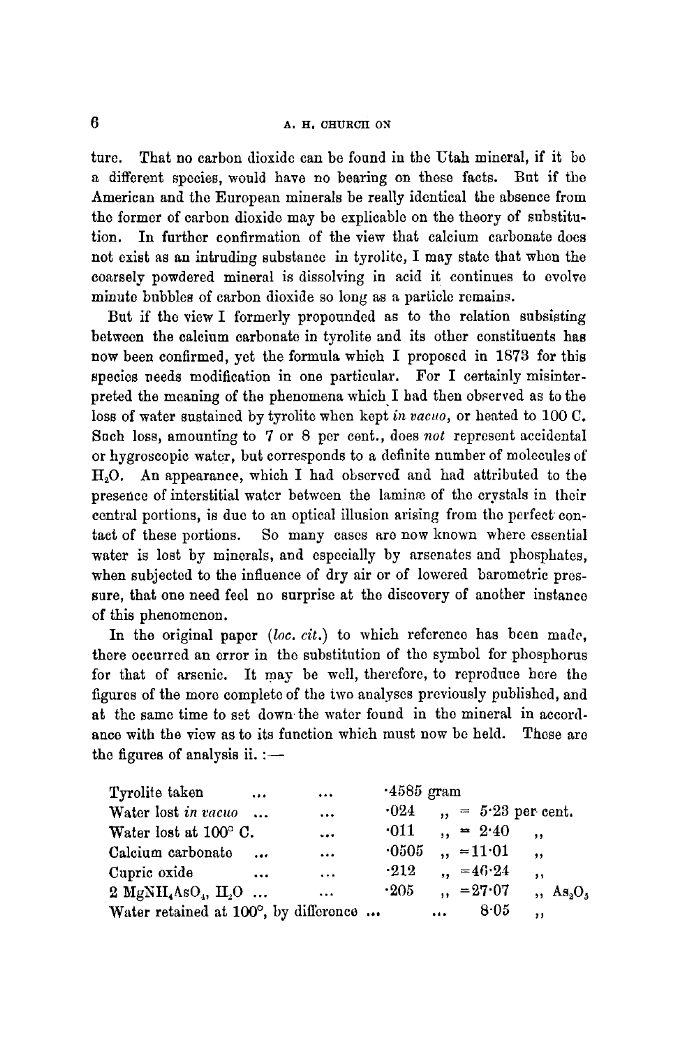ture. That no carbon dioxide can be found in the Utah mineral, if it be a different species, would have no bearing on these facts. But if the American and the European minerals be really identical the absence from the former of carbon dioxide may be explicable on the theory of substitution. In further confirmation of the view that calcium carbonate does not exist as an intruding substance in tyrolite, I may state that when the coarsely powdered mineral is dissolving in acid it continues to evolve minute bubbles of carbon dioxide so long as a particle remains.

But if the view I formerly propounded as to the relation subsisting between the calcium carbonate in tyrolite and its other constituents has now been confirmed, yet the formula which I proposed in 1873 for this species needs modification in one particular. For I certainly misinterpreted the meaning of the phenomena which I had then observed as to the loss of water sustained by tyrolite when kept *in vacuo*, or heated to 100 C. Such loss, amounting to 7 or 8 per cent., does *not* represent accidental or hygroscopic water, but corresponds to a definite number of molecules of $H_2O$. An appearance, which I had observed and had attributed to the presence of interstitial water between the laminæ of the crystals in their central portions, is due to an optical illusion arising from the perfect contact of these portions. So many cases are now known where essential water is lost by minerals, and especially by arsenates and phosphates, when subjected to the influence of dry air or of lowered barometric pressure, that one need feel no surprise at the discovery of another instance of this phenomenon.

In the original paper (*loc. cit.*) to which reference has been made, there occurred an error in the substitution of the symbol for phosphorus for that of arsenic. It may be well, therefore, to reproduce here the figures of the more complete of the two analyses previously published, and at the same time to set down the water found in the mineral in accordance with the view as to its function which must now be held. These are the figures of analysis ii. :—

| | | |
|---|---|---|
| Tyrolite taken ... ... | ·4585 gram | |
| Water lost *in vacuo* ... ... | ·024 ,, | = 5·23 per cent. |
| Water lost at 100° C. ... | ·011 ,, | = 2·40 ,, |
| Calcium carbonate ... ... | ·0505 ,, | = 11·01 ,, |
| Cupric oxide ... ... | ·212 ,, | = 46·24 ,, |
| $2\ MgNH_4AsO_4,\ H_2O$ ... ... | ·205 ,, | = 27·07 ,, $As_2O_5$ |
| Water retained at 100°, by difference ... | ... | 8·05 ,, |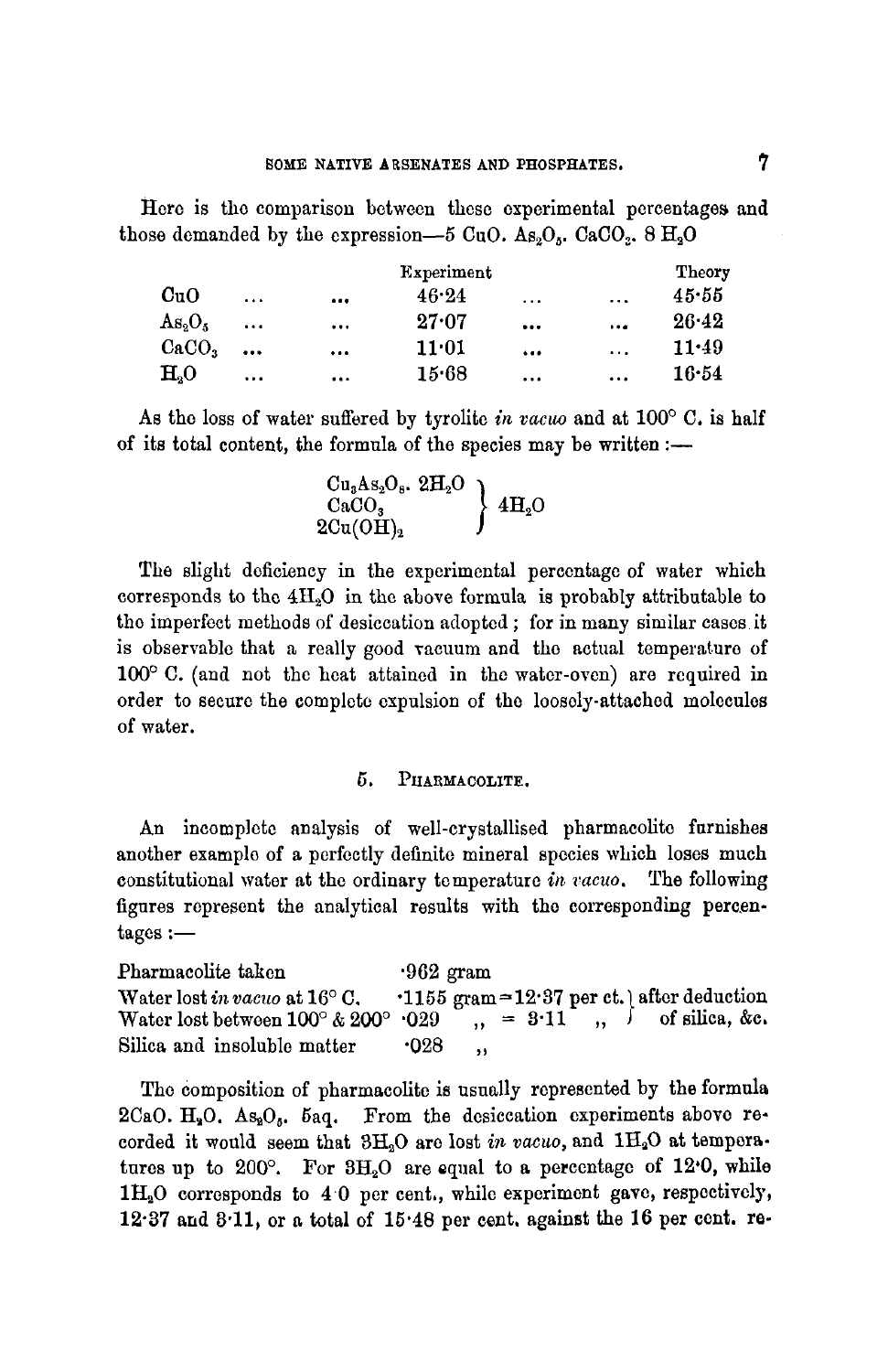Here is the comparison between these experimental percentages and those demanded by the expression—$5\ CuO.\ As_2O_5.\ CaCO_3.\ 8\ H_2O$

| | Experiment | Theory |
|---|---|---|
| $CuO$ ... ... | 46·24 ... ... | 45·55 |
| $As_2O_5$ ... ... | 27·07 ... ... | 26·42 |
| $CaCO_3$ ... ... | 11·01 ... ... | 11·49 |
| $H_2O$ ... ... | 15·68 ... ... | 16·54 |

As the loss of water suffered by tyrolite *in vacuo* and at 100° C. is half of its total content, the formula of the species may be written :—

$$\left.\begin{array}{l} Cu_3As_2O_8.\ 2H_2O \\ CaCO_3 \\ 2Cu(OH)_2 \end{array}\right\}\ 4H_2O$$

The slight deficiency in the experimental percentage of water which corresponds to the $4H_2O$ in the above formula is probably attributable to the imperfect methods of desiccation adopted; for in many similar cases it is observable that a really good vacuum and the actual temperature of 100° C. (and not the heat attained in the water-oven) are required in order to secure the complete expulsion of the loosely-attached molecules of water.

## 5. Pharmacolite.

An incomplete analysis of well-crystallised pharmacolite furnishes another example of a perfectly definite mineral species which loses much constitutional water at the ordinary temperature *in vacuo*. The following figures represent the analytical results with the corresponding percentages :—

| | | |
|---|---|---|
| Pharmacolite taken | ·962 gram | |
| Water lost *in vacuo* at 16° C. | ·1155 gram = 12·37 per ct. | after deduction of silica, &c. |
| Water lost between 100° & 200° | ·029 „ = 3·11 „ | |
| Silica and insoluble matter | ·028 „ | |

The composition of pharmacolite is usually represented by the formula $2CaO.\ H_2O.\ As_2O_5.\ 5aq.$ From the desiccation experiments above recorded it would seem that $3H_2O$ are lost *in vacuo*, and $1H_2O$ at temperatures up to 200°. For $3H_2O$ are equal to a percentage of 12·0, while $1H_2O$ corresponds to 4·0 per cent., while experiment gave, respectively, 12·37 and 3·11, or a total of 15·48 per cent. against the 16 per cent. re-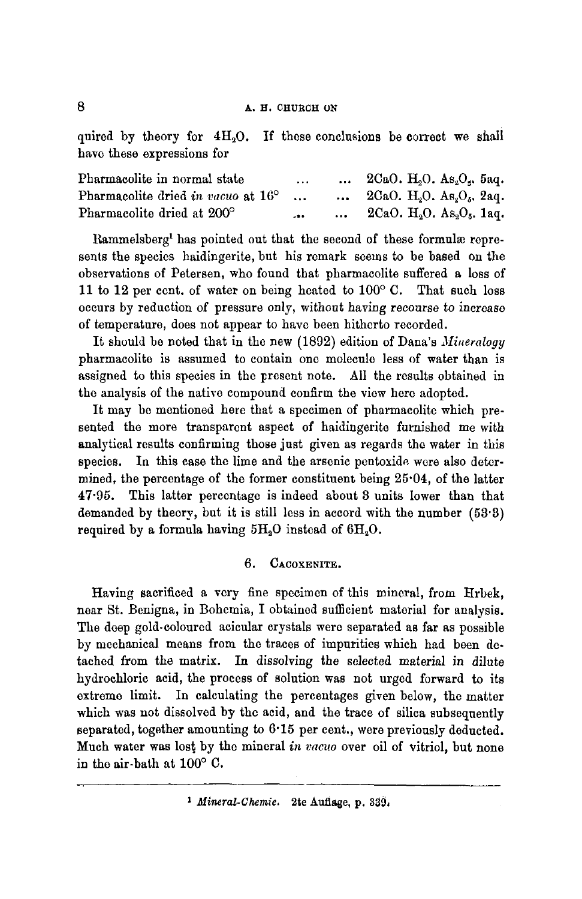quired by theory for $4H_2O$. If these conclusions be correct we shall have these expressions for

| | |
|---|---|
| Pharmacolite in normal state ... ... | $2CaO.\ H_2O.\ As_2O_5.$ 5aq. |
| Pharmacolite dried *in vacuo* at 16° ... ... | $2CaO.\ H_2O.\ As_2O_5.$ 2aq. |
| Pharmacolite dried at 200° ... ... | $2CaO.\ H_2O.\ As_2O_5.$ 1aq. |

Rammelsberg[1] has pointed out that the second of these formulæ represents the species haidingerite, but his remark seems to be based on the observations of Petersen, who found that pharmacolite suffered a loss of 11 to 12 per cent. of water on being heated to 100° C. That such loss occurs by reduction of pressure only, without having recourse to increase of temperature, does not appear to have been hitherto recorded.

It should be noted that in the new (1892) edition of Dana's *Mineralogy* pharmacolite is assumed to contain one molecule less of water than is assigned to this species in the present note. All the results obtained in the analysis of the native compound confirm the view here adopted.

It may be mentioned here that a specimen of pharmacolite which presented the more transparent aspect of haidingerite furnished me with analytical results confirming those just given as regards the water in this species. In this case the lime and the arsenic pentoxide were also determined, the percentage of the former constituent being 25·04, of the latter 47·95. This latter percentage is indeed about 3 units lower than that demanded by theory, but it is still less in accord with the number (53·3) required by a formula having $5H_2O$ instead of $6H_2O$.

## 6. Cacoxenite.

Having sacrificed a very fine specimen of this mineral, from Hrbek, near St. Benigna, in Bohemia, I obtained sufficient material for analysis. The deep gold-coloured acicular crystals were separated as far as possible by mechanical means from the traces of impurities which had been detached from the matrix. In dissolving the selected material in dilute hydrochloric acid, the process of solution was not urged forward to its extreme limit. In calculating the percentages given below, the matter which was not dissolved by the acid, and the trace of silica subsequently separated, together amounting to 6·15 per cent., were previously deducted. Much water was lost by the mineral *in vacuo* over oil of vitriol, but none in the air-bath at 100° C.

[1] *Mineral-Chemie.* 2te Auflage, p. 339.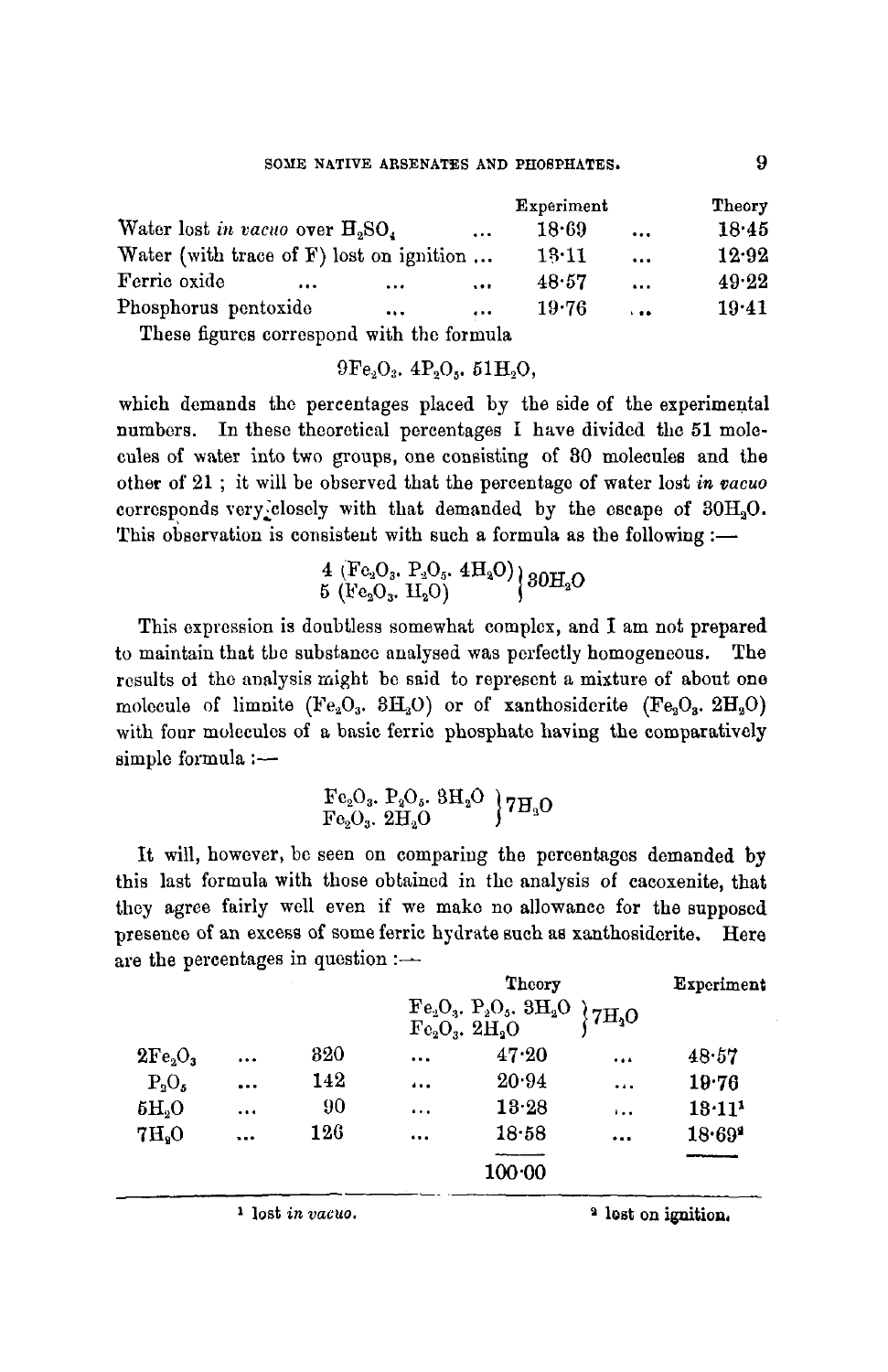| | Experiment | | Theory |
|---|---|---|---|
| Water lost *in vacuo* over $H_2SO_4$ ... | 18·69 | ... | 18·45 |
| Water (with trace of F) lost on ignition ... | 13·11 | ... | 12·92 |
| Ferric oxide ... ... ... | 48·57 | ... | 49·22 |
| Phosphorus pentoxide ... ... | 19·76 | ... | 19·41 |

These figures correspond with the formula

$$9Fe_2O_3.\ 4P_2O_5.\ 51H_2O,$$

which demands the percentages placed by the side of the experimental numbers. In these theoretical percentages I have divided the 51 molecules of water into two groups, one consisting of 30 molecules and the other of 21; it will be observed that the percentage of water lost *in vacuo* corresponds very closely with that demanded by the escape of $30H_2O$. This observation is consistent with such a formula as the following:—

$$\left.\begin{matrix} 4\ (Fe_2O_3.\ P_2O_5.\ 4H_2O) \\ 5\ (Fe_2O_3.\ H_2O) \end{matrix}\right\} 30H_2O$$

This expression is doubtless somewhat complex, and I am not prepared to maintain that the substance analysed was perfectly homogeneous. The results of the analysis might be said to represent a mixture of about one molecule of limnite ($Fe_2O_3.\ 3H_2O$) or of xanthosiderite ($Fe_2O_3.\ 2H_2O$) with four molecules of a basic ferric phosphate having the comparatively simple formula:—

$$\left.\begin{matrix} Fe_2O_3.\ P_2O_5.\ 3H_2O \\ Fe_2O_3.\ 2H_2O \end{matrix}\right\} 7H_2O$$

It will, however, be seen on comparing the percentages demanded by this last formula with those obtained in the analysis of cacoxenite, that they agree fairly well even if we make no allowance for the supposed presence of an excess of some ferric hydrate such as xanthosiderite. Here are the percentages in question:—

| | | | Theory $\left.\begin{matrix} Fe_2O_3.\ P_2O_5.\ 3H_2O \\ Fe_2O_3.\ 2H_2O \end{matrix}\right\} 7H_2O$ | Experiment |
|---|---|---|---|---|
| $2Fe_2O_3$ | ... | 320 | ... 47·20 ... | 48·57 |
| $P_2O_5$ | ... | 142 | ... 20·94 ... | 19·76 |
| $5H_2O$ | ... | 90 | ... 13·28 ... | 13·11[1] |
| $7H_2O$ | ... | 126 | ... 18·58 ... | 18·69[2] |
| | | | 100·00 | |

[1] lost *in vacuo*. [2] lost on ignition.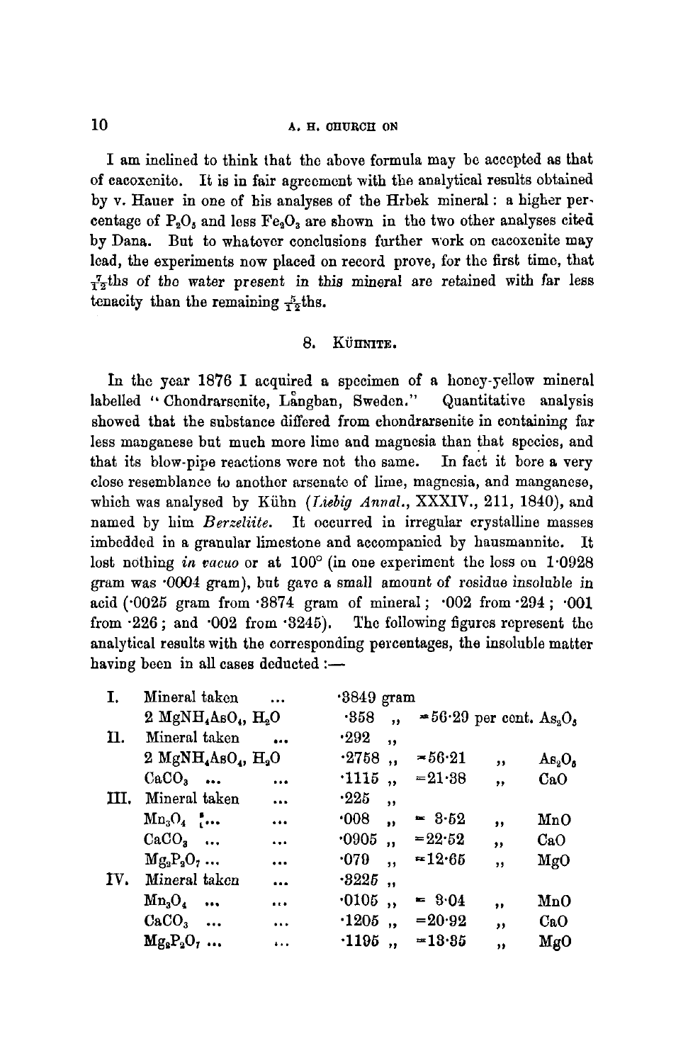I am inclined to think that the above formula may be accepted as that of cacoxenite. It is in fair agreement with the analytical results obtained by v. Hauer in one of his analyses of the Hrbek mineral: a higher percentage of $P_2O_5$ and less $Fe_2O_3$ are shown in the two other analyses cited by Dana. But to whatever conclusions further work on cacoxenite may lead, the experiments now placed on record prove, for the first time, that $\frac{7}{12}$ths of the water present in this mineral are retained with far less tenacity than the remaining $\frac{5}{12}$ths.

## 8. Kühnite.

In the year 1876 I acquired a specimen of a honey-yellow mineral labelled "Chondrarsenite, Långban, Sweden." Quantitative analysis showed that the substance differed from chondrarsenite in containing far less manganese but much more lime and magnesia than that species, and that its blow-pipe reactions were not the same. In fact it bore a very close resemblance to another arsenate of lime, magnesia, and manganese, which was analysed by Kühn (*Liebig Annal.*, XXXIV., 211, 1840), and named by him *Berzeliite*. It occurred in irregular crystalline masses imbedded in a granular limestone and accompanied by hausmannite. It lost nothing *in vacuo* or at 100° (in one experiment the loss on 1·0928 gram was ·0004 gram), but gave a small amount of residue insoluble in acid (·0025 gram from ·3874 gram of mineral; ·002 from ·294; ·001 from ·226; and ·002 from ·3245). The following figures represent the analytical results with the corresponding percentages, the insoluble matter having been in all cases deducted:—

| | | | | |
|---|---|---|---|---|
| I. | Mineral taken ... | ·3849 gram | | |
| | 2 $MgNH_4AsO_4$, $H_2O$ | ·358 ,, | = 56·29 per cent. | $As_2O_5$ |
| II. | Mineral taken ... | ·292 ,, | | |
| | 2 $MgNH_4AsO_4$, $H_2O$ | ·2758 ,, | = 56·21 ,, | $As_2O_5$ |
| | $CaCO_3$ ... ... | ·1115 ,, | = 21·38 ,, | CaO |
| III. | Mineral taken ... | ·225 ,, | | |
| | $Mn_3O_4$ ... ... | ·008 ,, | = 3·52 ,, | MnO |
| | $CaCO_3$ ... ... | ·0905 ,, | = 22·52 ,, | CaO |
| | $Mg_2P_2O_7$ ... ... | ·079 ,, | = 12·65 ,, | MgO |
| IV. | Mineral taken ... | ·3225 ,, | | |
| | $Mn_3O_4$ ... ... | ·0105 ,, | = 3·04 ,, | MnO |
| | $CaCO_3$ ... ... | ·1205 ,, | = 20·92 ,, | CaO |
| | $Mg_2P_2O_7$ ... ... | ·1195 ,, | = 13·35 ,, | MgO |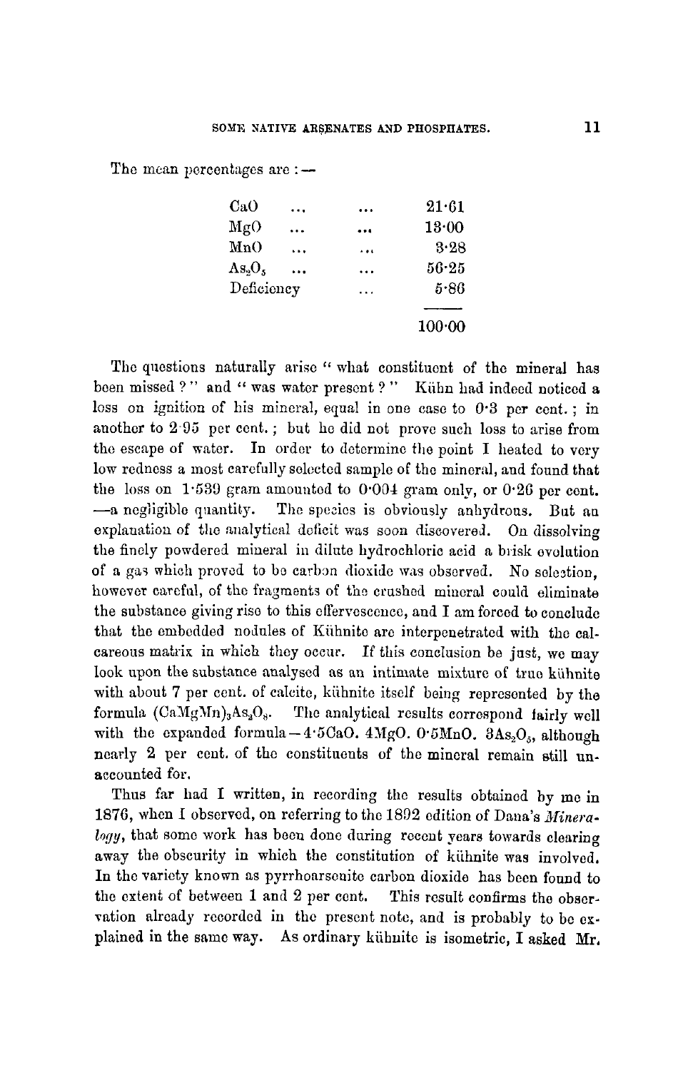The mean percentages are :—

| | |
|---|---|
| CaO ... ... | 21·61 |
| MgO ... ... | 13·00 |
| MnO ... ... | 3·28 |
| $As_2O_5$ ... ... | 56·25 |
| Deficiency ... | 5·86 |
| | 100·00 |

The questions naturally arise "what constituent of the mineral has been missed?" and "was water present?" Kühn had indeed noticed a loss on ignition of his mineral, equal in one case to 0·3 per cent.; in another to 2·95 per cent.; but he did not prove such loss to arise from the escape of water. In order to determine the point I heated to very low redness a most carefully selected sample of the mineral, and found that the loss on 1·539 gram amounted to 0·004 gram only, or 0·26 per cent. —a negligible quantity. The species is obviously anhydrous. But an explanation of the analytical deficit was soon discovered. On dissolving the finely powdered mineral in dilute hydrochloric acid a brisk evolution of a gas which proved to be carbon dioxide was observed. No selection, however careful, of the fragments of the crushed mineral could eliminate the substance giving rise to this effervescence, and I am forced to conclude that the embedded nodules of Kühnite are interpenetrated with the calcareous matrix in which they occur. If this conclusion be just, we may look upon the substance analysed as an intimate mixture of true kühnite with about 7 per cent. of calcite, kühnite itself being represented by the formula $(CaMgMn)_3As_2O_8$. The analytical results correspond fairly well with the expanded formula—$4{\cdot}5CaO.\ 4MgO.\ 0{\cdot}5MnO.\ 3As_2O_5$, although nearly 2 per cent. of the constituents of the mineral remain still unaccounted for.

Thus far had I written, in recording the results obtained by me in 1876, when I observed, on referring to the 1892 edition of Dana's *Mineralogy*, that some work has been done during recent years towards clearing away the obscurity in which the constitution of kühnite was involved. In the variety known as pyrrhoarsenite carbon dioxide has been found to the extent of between 1 and 2 per cent. This result confirms the observation already recorded in the present note, and is probably to be explained in the same way. As ordinary kühnite is isometric, I asked Mr.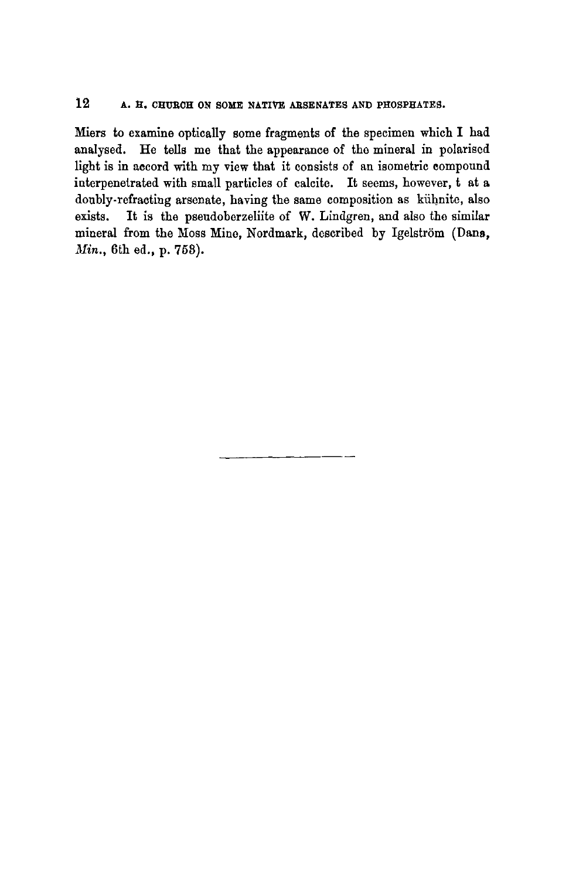Miers to examine optically some fragments of the specimen which I had analysed. He tells me that the appearance of the mineral in polarised light is in accord with my view that it consists of an isometric compound interpenetrated with small particles of calcite. It seems, however, t at a doubly-refracting arsenate, having the same composition as kühnite, also exists. It is the pseudoberzeliite of W. Lindgren, and also the similar mineral from the Moss Mine, Nordmark, described by Igelström (Dana, *Min.*, 6th ed., p. 758).